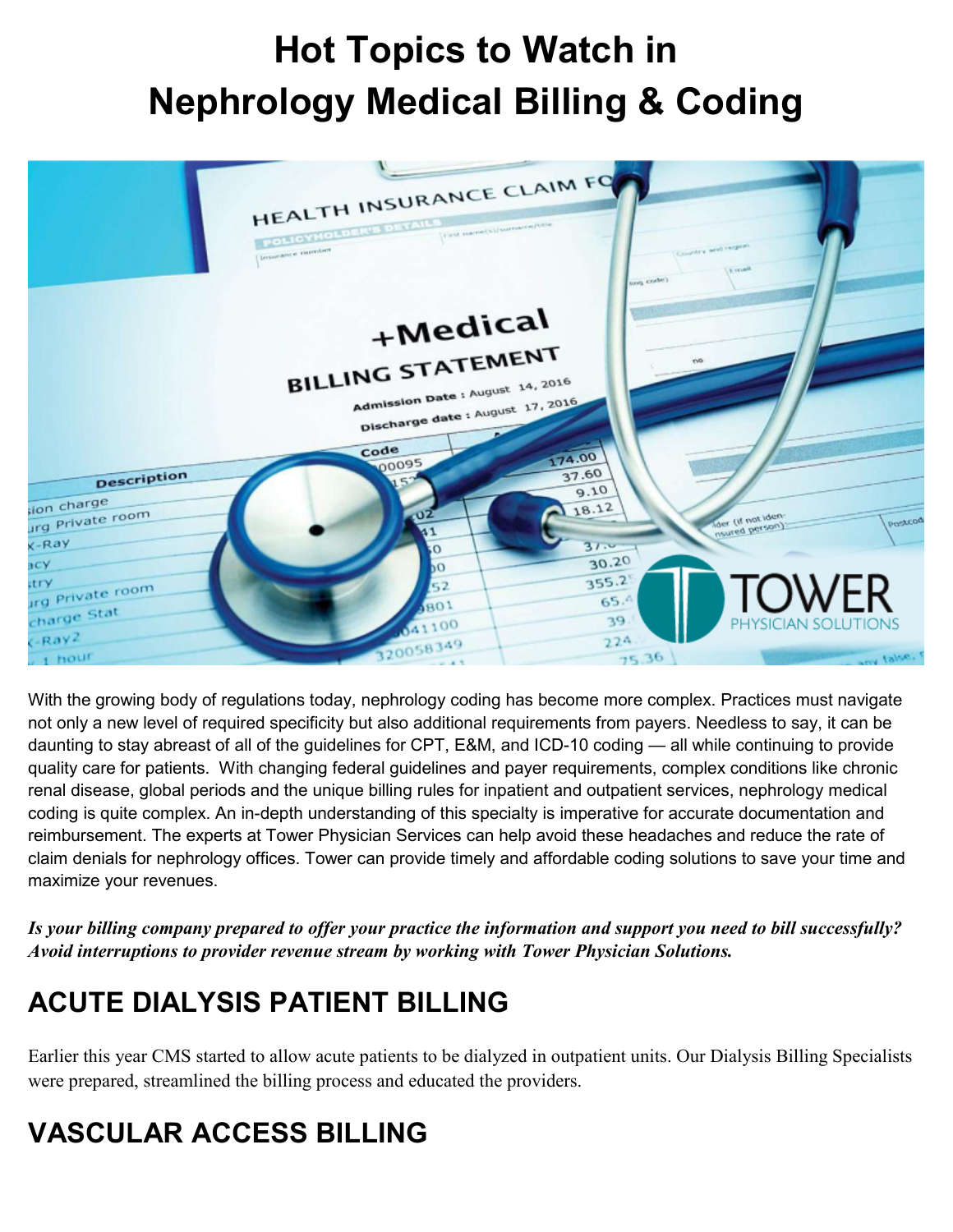# Hot Topics to Watch in Nephrology Medical Billing & Coding

With the growing body of regulations today, nephrology coding has become more complex. Practices must navigate not only a new level of required specificity but also additional requirements from payers. Needless to say, it can be daunting to stay abreast of all of the guidelines for CPT, E&M, and ICD-10 coding — all while continuing to provide quality care for patients. With changing federal guidelines and payer requirements, complex conditions like chronic renal disease, global periods and the unique billing rules for inpatient and outpatient services, nephrology medical coding is quite complex. An in-depth understanding of this specialty is imperative for accurate documentation and reimbursement. The experts at Tower Physician Services can help avoid these headaches and reduce the rate of claim denials for nephrology offices. Tower can provide timely and affordable coding solutions to save your time and maximize your revenues.

***Is your billing company prepared to offer your practice the information and support you need to bill successfully? Avoid interruptions to provider revenue stream by working with Tower Physician Solutions.***

## ACUTE DIALYSIS PATIENT BILLING

Earlier this year CMS started to allow acute patients to be dialyzed in outpatient units. Our Dialysis Billing Specialists were prepared, streamlined the billing process and educated the providers.

## VASCULAR ACCESS BILLING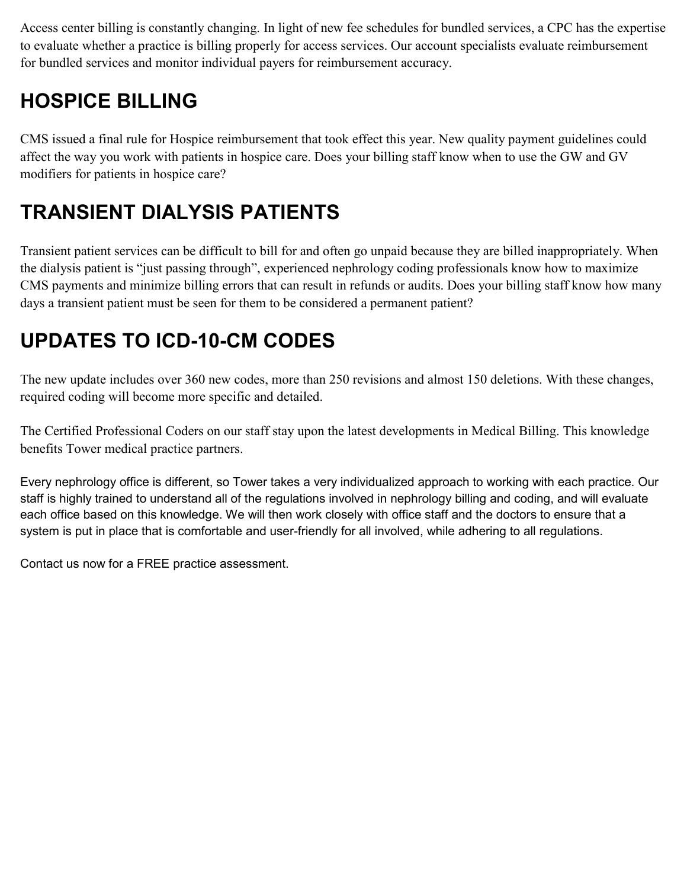Access center billing is constantly changing. In light of new fee schedules for bundled services, a CPC has the expertise to evaluate whether a practice is billing properly for access services. Our account specialists evaluate reimbursement for bundled services and monitor individual payers for reimbursement accuracy.

## HOSPICE BILLING

CMS issued a final rule for Hospice reimbursement that took effect this year. New quality payment guidelines could affect the way you work with patients in hospice care. Does your billing staff know when to use the GW and GV modifiers for patients in hospice care?

## TRANSIENT DIALYSIS PATIENTS

Transient patient services can be difficult to bill for and often go unpaid because they are billed inappropriately. When the dialysis patient is "just passing through", experienced nephrology coding professionals know how to maximize CMS payments and minimize billing errors that can result in refunds or audits. Does your billing staff know how many days a transient patient must be seen for them to be considered a permanent patient?

## UPDATES TO ICD-10-CM CODES

The new update includes over 360 new codes, more than 250 revisions and almost 150 deletions. With these changes, required coding will become more specific and detailed.

The Certified Professional Coders on our staff stay upon the latest developments in Medical Billing. This knowledge benefits Tower medical practice partners.

Every nephrology office is different, so Tower takes a very individualized approach to working with each practice. Our staff is highly trained to understand all of the regulations involved in nephrology billing and coding, and will evaluate each office based on this knowledge. We will then work closely with office staff and the doctors to ensure that a system is put in place that is comfortable and user-friendly for all involved, while adhering to all regulations.

Contact us now for a FREE practice assessment.